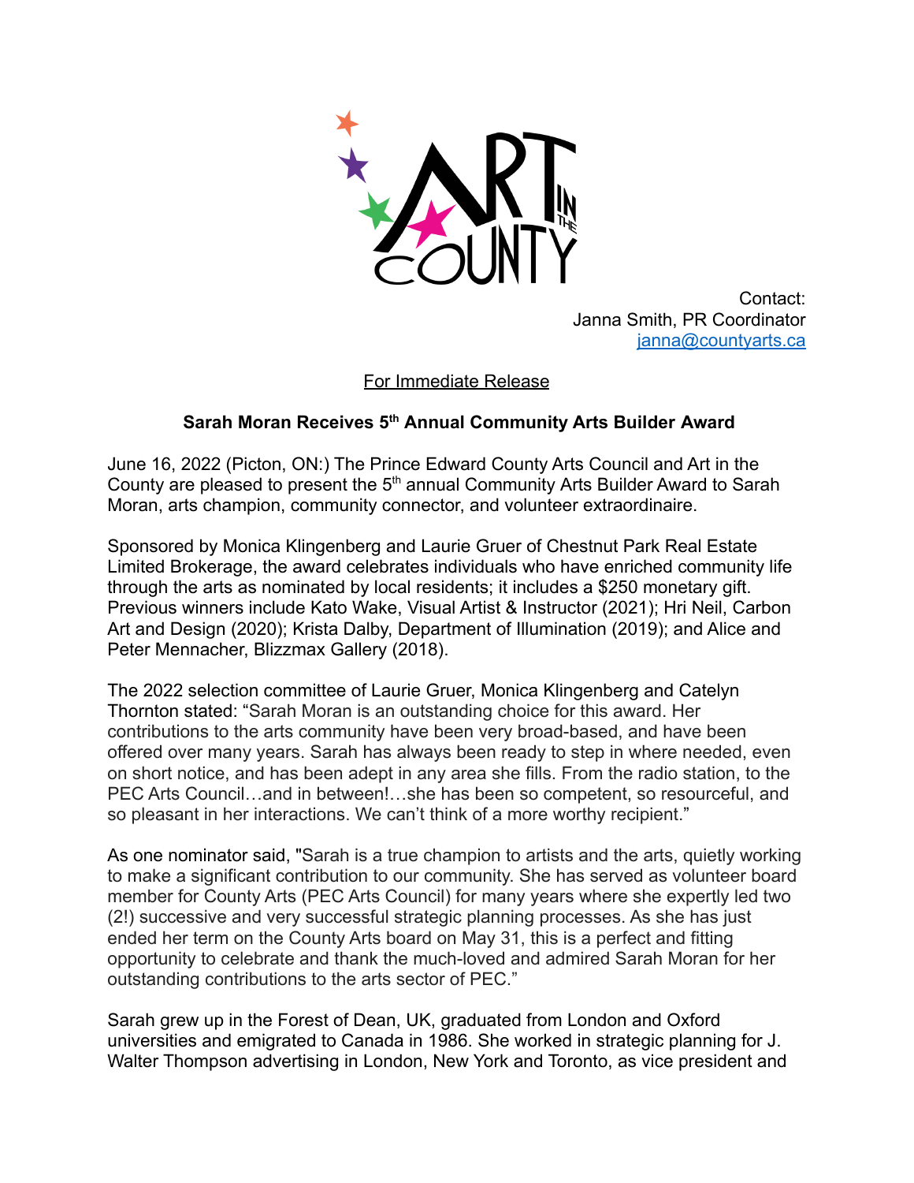Contact:
Janna Smith, PR Coordinator
janna@countyarts.ca

For Immediate Release

**Sarah Moran Receives 5th Annual Community Arts Builder Award**

June 16, 2022 (Picton, ON:) The Prince Edward County Arts Council and Art in the County are pleased to present the 5th annual Community Arts Builder Award to Sarah Moran, arts champion, community connector, and volunteer extraordinaire.

Sponsored by Monica Klingenberg and Laurie Gruer of Chestnut Park Real Estate Limited Brokerage, the award celebrates individuals who have enriched community life through the arts as nominated by local residents; it includes a $250 monetary gift. Previous winners include Kato Wake, Visual Artist & Instructor (2021); Hri Neil, Carbon Art and Design (2020); Krista Dalby, Department of Illumination (2019); and Alice and Peter Mennacher, Blizzmax Gallery (2018).

The 2022 selection committee of Laurie Gruer, Monica Klingenberg and Catelyn Thornton stated: "Sarah Moran is an outstanding choice for this award. Her contributions to the arts community have been very broad-based, and have been offered over many years. Sarah has always been ready to step in where needed, even on short notice, and has been adept in any area she fills. From the radio station, to the PEC Arts Council…and in between!…she has been so competent, so resourceful, and so pleasant in her interactions. We can't think of a more worthy recipient."

As one nominator said, "Sarah is a true champion to artists and the arts, quietly working to make a significant contribution to our community. She has served as volunteer board member for County Arts (PEC Arts Council) for many years where she expertly led two (2!) successive and very successful strategic planning processes. As she has just ended her term on the County Arts board on May 31, this is a perfect and fitting opportunity to celebrate and thank the much-loved and admired Sarah Moran for her outstanding contributions to the arts sector of PEC."

Sarah grew up in the Forest of Dean, UK, graduated from London and Oxford universities and emigrated to Canada in 1986. She worked in strategic planning for J. Walter Thompson advertising in London, New York and Toronto, as vice president and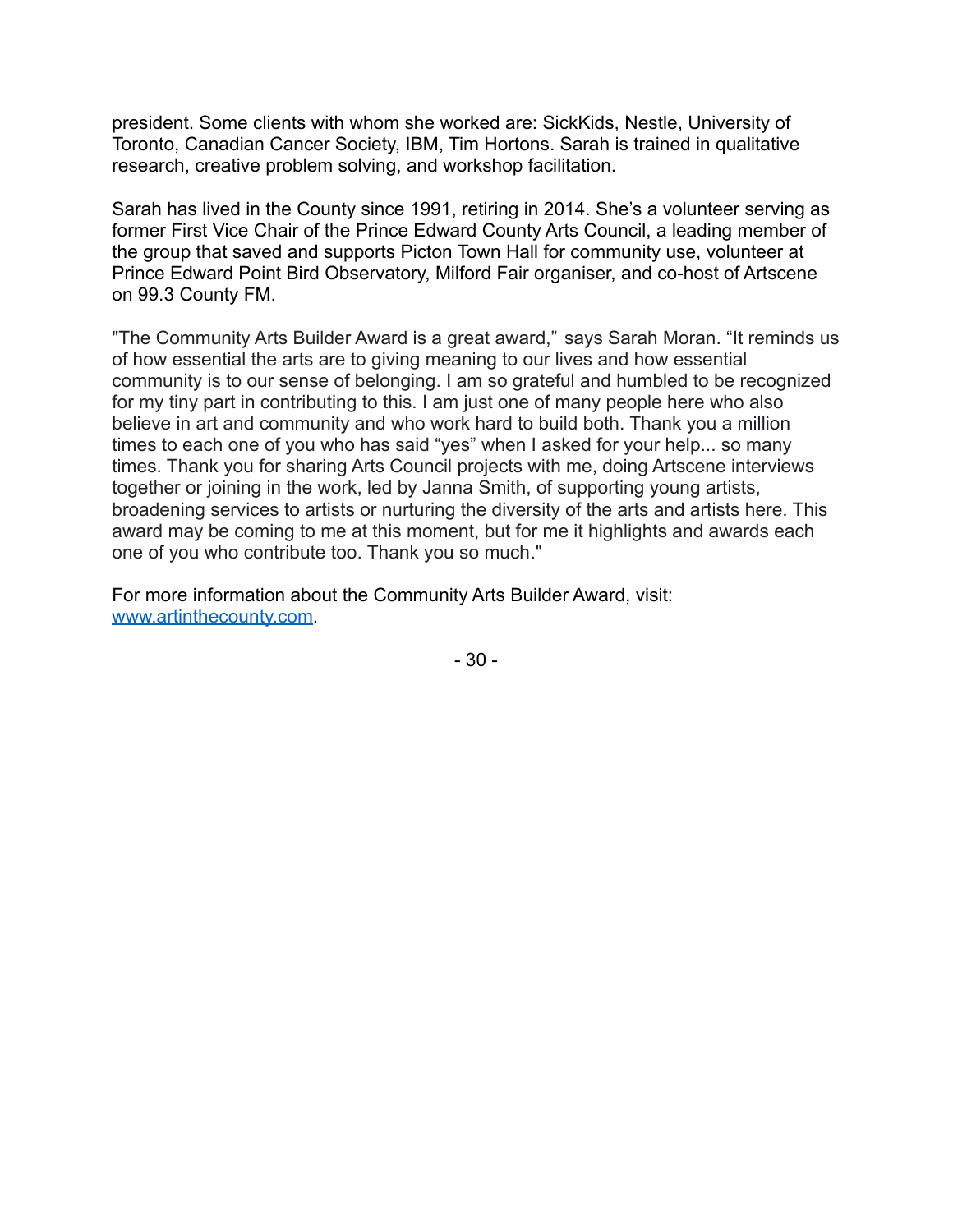president. Some clients with whom she worked are: SickKids, Nestle, University of Toronto, Canadian Cancer Society, IBM, Tim Hortons. Sarah is trained in qualitative research, creative problem solving, and workshop facilitation.

Sarah has lived in the County since 1991, retiring in 2014. She's a volunteer serving as former First Vice Chair of the Prince Edward County Arts Council, a leading member of the group that saved and supports Picton Town Hall for community use, volunteer at Prince Edward Point Bird Observatory, Milford Fair organiser, and co-host of Artscene on 99.3 County FM.

"The Community Arts Builder Award is a great award," says Sarah Moran. "It reminds us of how essential the arts are to giving meaning to our lives and how essential community is to our sense of belonging. I am so grateful and humbled to be recognized for my tiny part in contributing to this. I am just one of many people here who also believe in art and community and who work hard to build both. Thank you a million times to each one of you who has said "yes" when I asked for your help... so many times. Thank you for sharing Arts Council projects with me, doing Artscene interviews together or joining in the work, led by Janna Smith, of supporting young artists, broadening services to artists or nurturing the diversity of the arts and artists here. This award may be coming to me at this moment, but for me it highlights and awards each one of you who contribute too. Thank you so much."

For more information about the Community Arts Builder Award, visit: [www.artinthecounty.com](http://www.artinthecounty.com).

- 30 -